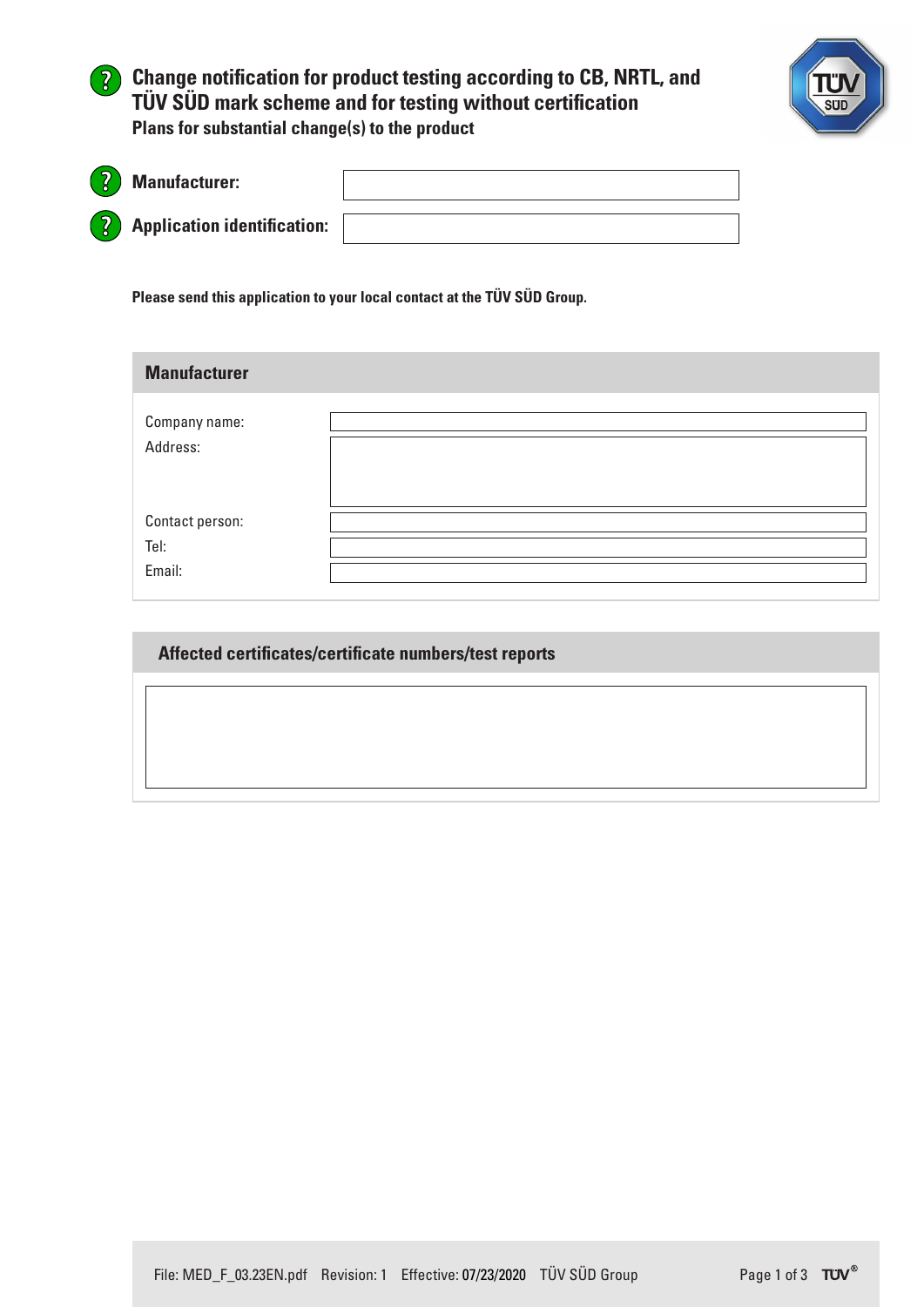# Change notification for product testing according to CB, NRTL, and TÜV SÜD mark scheme and for testing without certification

**Plans for substantial change(s) to the product**

**Manufacturer:**

**Application identification:**

**Please send this application to your local contact at the TÜV SÜD Group.**

## Manufacturer

| | |
|---|---|
| Company name: | |
| Address: | |
| Contact person: | |
| Tel: | |
| Email: | |

## Affected certificates/certificate numbers/test reports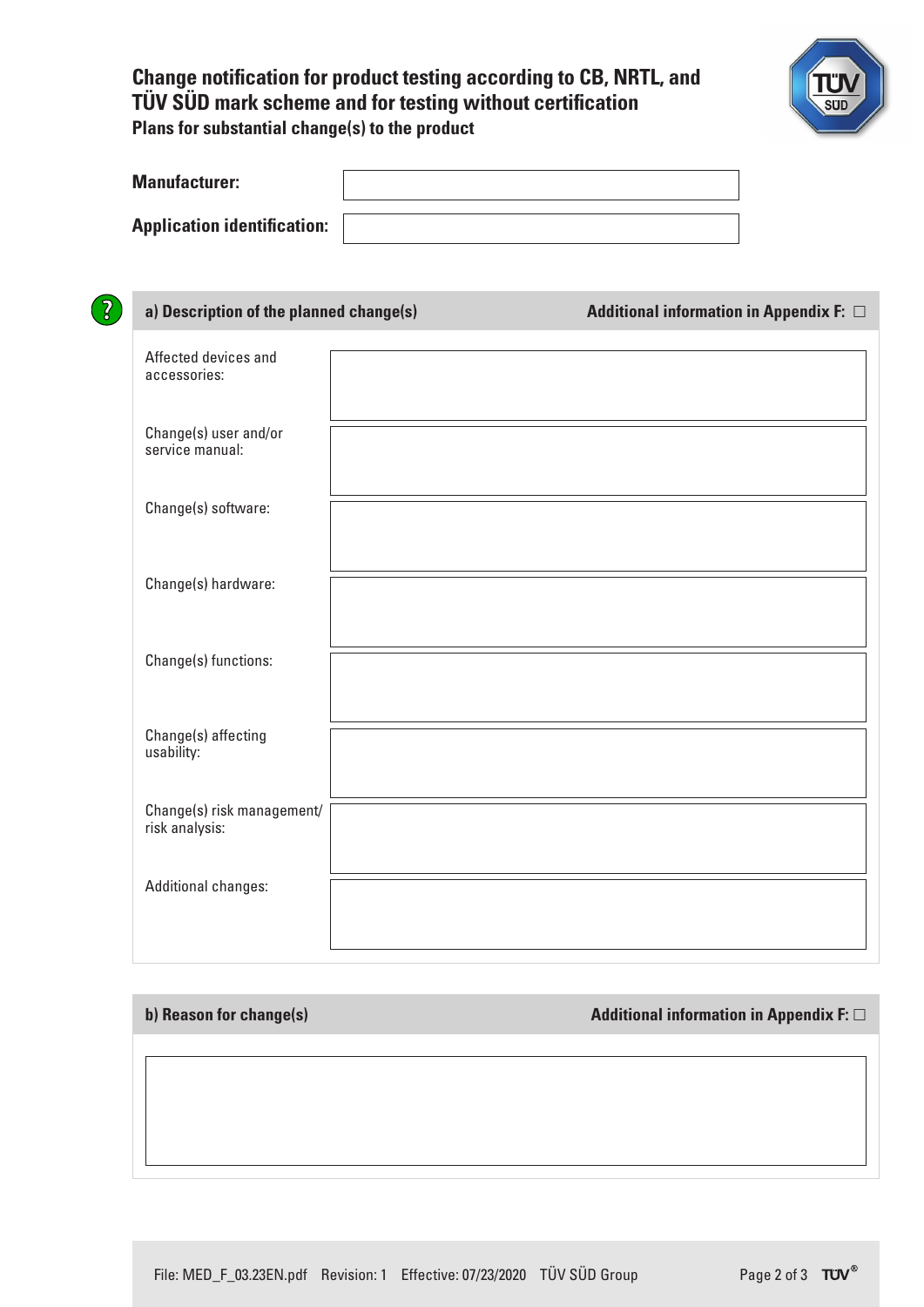# Change notification for product testing according to CB, NRTL, and TÜV SÜD mark scheme and for testing without certification

**Plans for substantial change(s) to the product**

| | |
|---|---|
| **Manufacturer:** | |
| **Application identification:** | |

## a) Description of the planned change(s)

Additional information in Appendix F: ☐

| | |
|---|---|
| Affected devices and accessories: | |
| Change(s) user and/or service manual: | |
| Change(s) software: | |
| Change(s) hardware: | |
| Change(s) functions: | |
| Change(s) affecting usability: | |
| Change(s) risk management/ risk analysis: | |
| Additional changes: | |

## b) Reason for change(s)

Additional information in Appendix F: ☐

File: MED_F_03.23EN.pdf Revision: 1 Effective: 07/23/2020 TÜV SÜD Group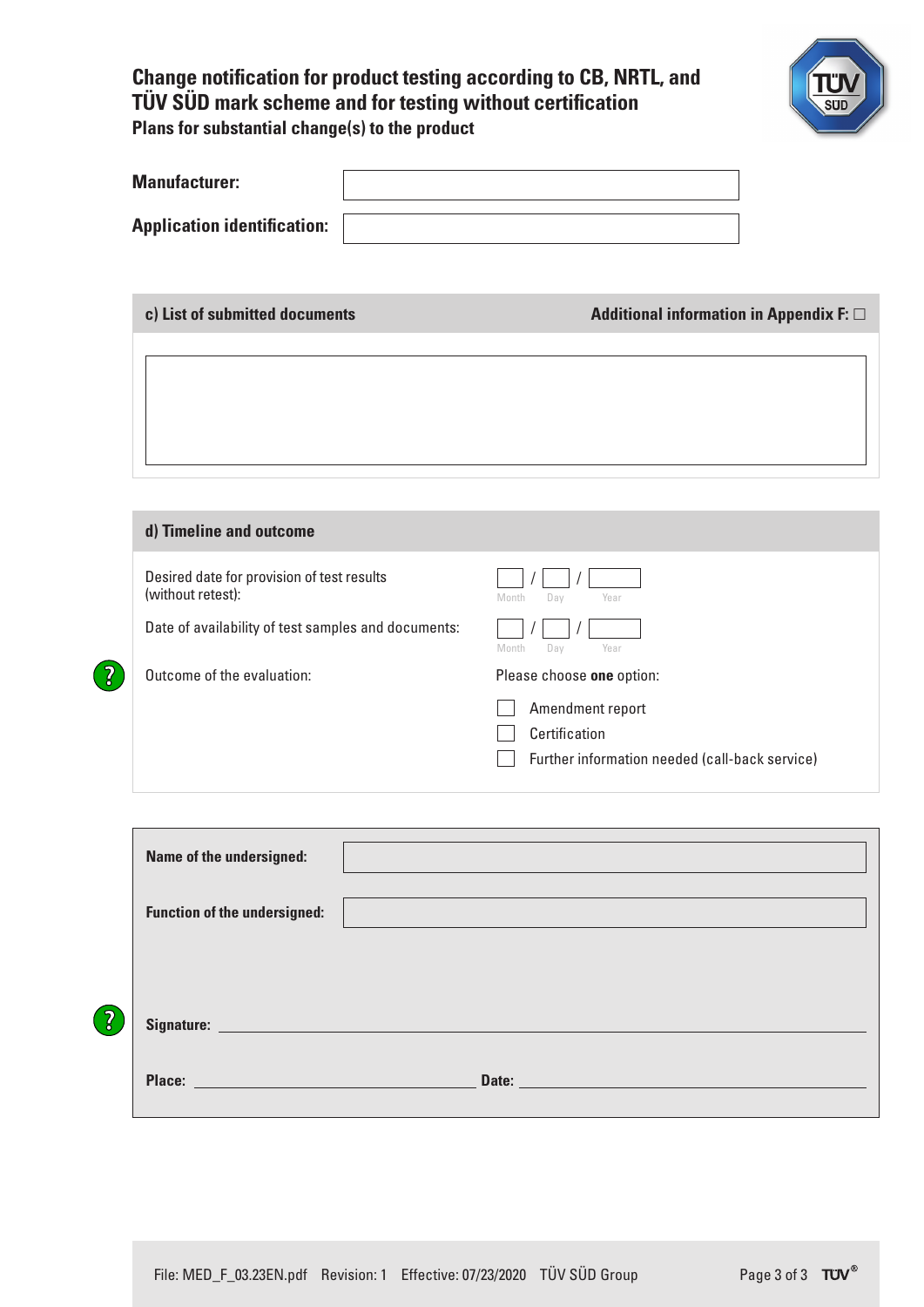# Change notification for product testing according to CB, NRTL, and TÜV SÜD mark scheme and for testing without certification

**Plans for substantial change(s) to the product**

**Manufacturer:** 

**Application identification:** 

## c) List of submitted documents

**Additional information in Appendix F:** ☐

## d) Timeline and outcome

Desired date for provision of test results (without retest): ☐ / ☐ / ☐ (Month / Day / Year)

Date of availability of test samples and documents: ☐ / ☐ / ☐ (Month / Day / Year)

Outcome of the evaluation: Please choose **one** option:

- ☐ Amendment report
- ☐ Certification
- ☐ Further information needed (call-back service)

**Name of the undersigned:** 

**Function of the undersigned:** 

**Signature:** ______________________________

**Place:** ______________________ **Date:** ______________________